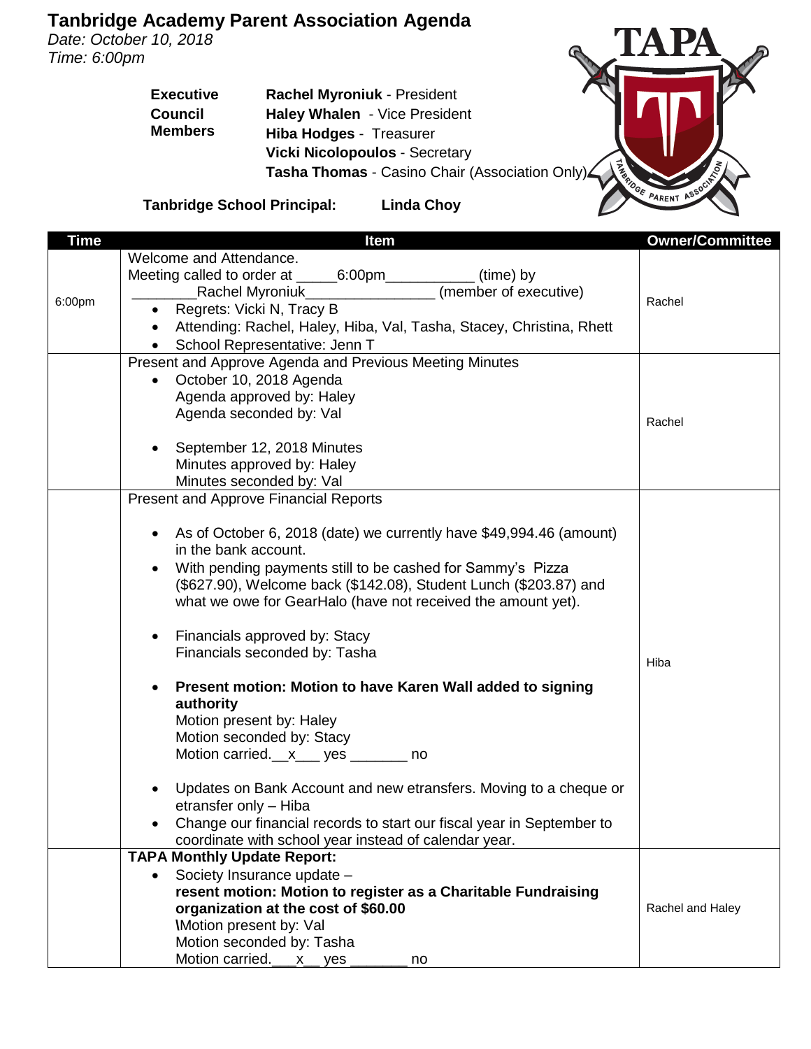# Tanbridge Academy Parent Association Agenda

*Date: October 10, 2018*
*Time: 6:00pm*

| | |
|---|---|
| **Executive Council Members** | **Rachel Myroniuk** - President |
| | **Haley Whalen** - Vice President |
| | **Hiba Hodges** - Treasurer |
| | **Vicki Nicolopoulos** - Secretary |
| | **Tasha Thomas** - Casino Chair (Association Only) |

**Tanbridge School Principal:** **Linda Choy**

TAPA

| Time | Item | Owner/Committee |
|---|---|---|
| 6:00pm | Welcome and Attendance.<br>Meeting called to order at \_\_\_\_\_6:00pm\_\_\_\_\_\_\_\_\_\_\_ (time) by \_\_\_\_\_\_\_\_Rachel Myroniuk\_\_\_\_\_\_\_\_\_\_\_\_\_\_\_\_ (member of executive)<br>• Regrets: Vicki N, Tracy B<br>• Attending: Rachel, Haley, Hiba, Val, Tasha, Stacey, Christina, Rhett<br>• School Representative: Jenn T | Rachel |
| | Present and Approve Agenda and Previous Meeting Minutes<br>• October 10, 2018 Agenda<br>Agenda approved by: Haley<br>Agenda seconded by: Val<br>• September 12, 2018 Minutes<br>Minutes approved by: Haley<br>Minutes seconded by: Val | Rachel |
| | Present and Approve Financial Reports<br>• As of October 6, 2018 (date) we currently have $49,994.46 (amount) in the bank account.<br>• With pending payments still to be cashed for Sammy's Pizza ($627.90), Welcome back ($142.08), Student Lunch ($203.87) and what we owe for GearHalo (have not received the amount yet).<br>• Financials approved by: Stacy<br>Financials seconded by: Tasha<br>• **Present motion: Motion to have Karen Wall added to signing authority**<br>Motion present by: Haley<br>Motion seconded by: Stacy<br>Motion carried.\_\_x\_\_\_ yes \_\_\_\_\_\_\_ no<br>• Updates on Bank Account and new etransfers. Moving to a cheque or etransfer only – Hiba<br>• Change our financial records to start our fiscal year in September to coordinate with school year instead of calendar year. | Hiba |
| | **TAPA Monthly Update Report:**<br>• Society Insurance update –<br>**resent motion: Motion to register as a Charitable Fundraising organization at the cost of $60.00**<br>\Motion present by: Val<br>Motion seconded by: Tasha<br>Motion carried.\_\_\_x\_\_ yes \_\_\_\_\_\_\_ no | Rachel and Haley |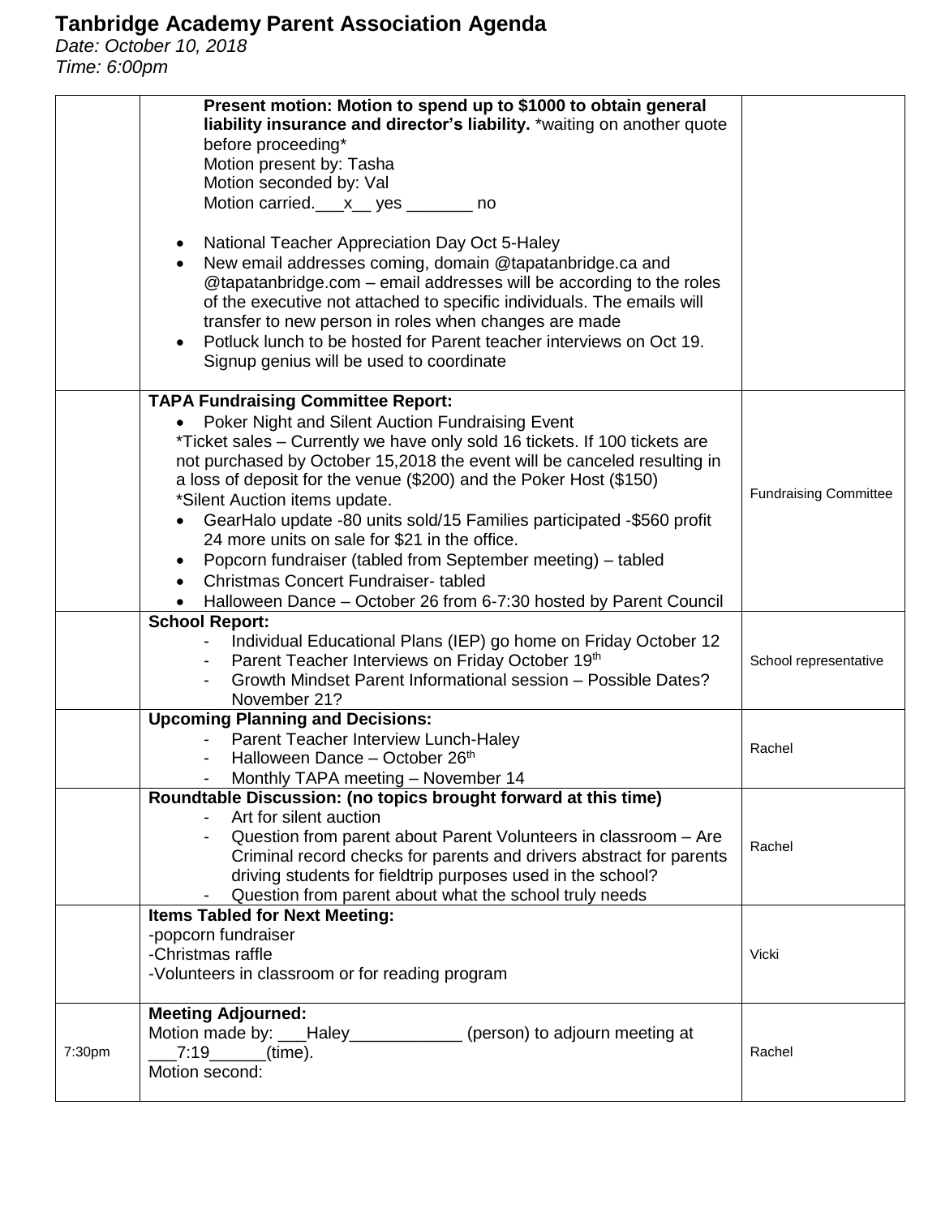# Tanbridge Academy Parent Association Agenda

*Date: October 10, 2018*
*Time: 6:00pm*

| | | |
|---|---|---|
| | **Present motion: Motion to spend up to $1000 to obtain general liability insurance and director's liability.** *waiting on another quote before proceeding*<br>Motion present by: Tasha<br>Motion seconded by: Val<br>Motion carried.___x__ yes _______ no<br><br>• National Teacher Appreciation Day Oct 5-Haley<br>• New email addresses coming, domain @tapatanbridge.ca and @tapatanbridge.com – email addresses will be according to the roles of the executive not attached to specific individuals. The emails will transfer to new person in roles when changes are made<br>• Potluck lunch to be hosted for Parent teacher interviews on Oct 19. Signup genius will be used to coordinate | |
| | **TAPA Fundraising Committee Report:**<br>• Poker Night and Silent Auction Fundraising Event<br>*Ticket sales – Currently we have only sold 16 tickets. If 100 tickets are not purchased by October 15,2018 the event will be canceled resulting in a loss of deposit for the venue ($200) and the Poker Host ($150)<br>*Silent Auction items update.<br>• GearHalo update -80 units sold/15 Families participated -$560 profit 24 more units on sale for $21 in the office.<br>• Popcorn fundraiser (tabled from September meeting) – tabled<br>• Christmas Concert Fundraiser- tabled<br>• Halloween Dance – October 26 from 6-7:30 hosted by Parent Council | Fundraising Committee |
| | **School Report:**<br>- Individual Educational Plans (IEP) go home on Friday October 12<br>- Parent Teacher Interviews on Friday October 19th<br>- Growth Mindset Parent Informational session – Possible Dates? November 21? | School representative |
| | **Upcoming Planning and Decisions:**<br>- Parent Teacher Interview Lunch-Haley<br>- Halloween Dance – October 26th<br>- Monthly TAPA meeting – November 14 | Rachel |
| | **Roundtable Discussion: (no topics brought forward at this time)**<br>- Art for silent auction<br>- Question from parent about Parent Volunteers in classroom – Are Criminal record checks for parents and drivers abstract for parents driving students for fieldtrip purposes used in the school?<br>- Question from parent about what the school truly needs | Rachel |
| | **Items Tabled for Next Meeting:**<br>-popcorn fundraiser<br>-Christmas raffle<br>-Volunteers in classroom or for reading program | Vicki |
| 7:30pm | **Meeting Adjourned:**<br>Motion made by: ___Haley____________ (person) to adjourn meeting at ___7:19______(time).<br>Motion second: | Rachel |